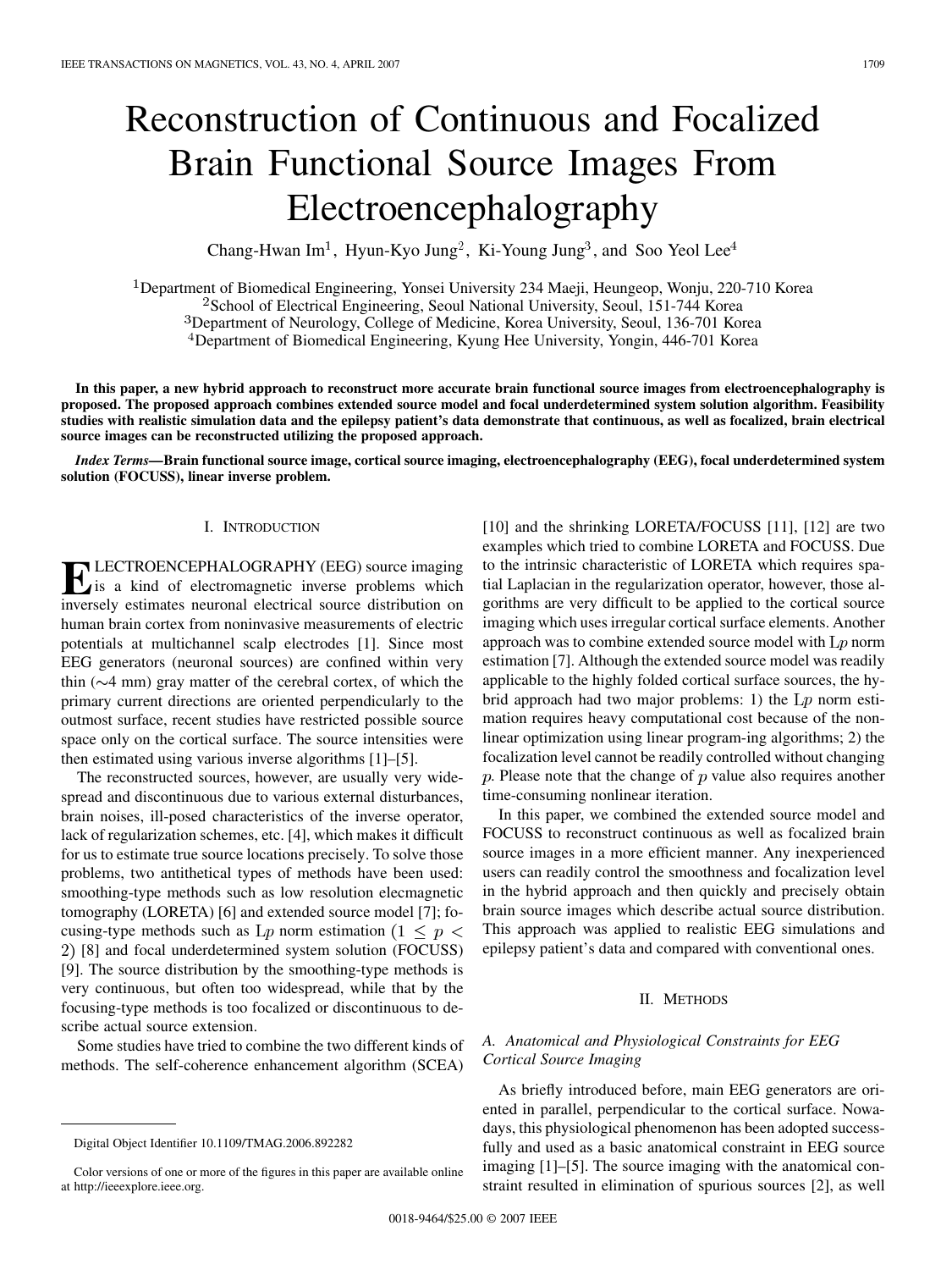# Reconstruction of Continuous and Focalized Brain Functional Source Images From Electroencephalography

Chang-Hwan Im[1], Hyun-Kyo Jung[2], Ki-Young Jung[3], and Soo Yeol Lee[4]

[1]Department of Biomedical Engineering, Yonsei University 234 Maeji, Heungeop, Wonju, 220-710 Korea
[2]School of Electrical Engineering, Seoul National University, Seoul, 151-744 Korea
[3]Department of Neurology, College of Medicine, Korea University, Seoul, 136-701 Korea
[4]Department of Biomedical Engineering, Kyung Hee University, Yongin, 446-701 Korea

**In this paper, a new hybrid approach to reconstruct more accurate brain functional source images from electroencephalography is proposed. The proposed approach combines extended source model and focal underdetermined system solution algorithm. Feasibility studies with realistic simulation data and the epilepsy patient's data demonstrate that continuous, as well as focalized, brain electrical source images can be reconstructed utilizing the proposed approach.**

***Index Terms*—Brain functional source image, cortical source imaging, electroencephalography (EEG), focal underdetermined system solution (FOCUSS), linear inverse problem.**

## I. Introduction

Electroencephalography (EEG) source imaging is a kind of electromagnetic inverse problems which inversely estimates neuronal electrical source distribution on human brain cortex from noninvasive measurements of electric potentials at multichannel scalp electrodes [1]. Since most EEG generators (neuronal sources) are confined within very thin ($\sim$4 mm) gray matter of the cerebral cortex, of which the primary current directions are oriented perpendicularly to the outmost surface, recent studies have restricted possible source space only on the cortical surface. The source intensities were then estimated using various inverse algorithms [1]–[5].

The reconstructed sources, however, are usually very wide-spread and discontinuous due to various external disturbances, brain noises, ill-posed characteristics of the inverse operator, lack of regularization schemes, etc. [4], which makes it difficult for us to estimate true source locations precisely. To solve those problems, two antithetical types of methods have been used: smoothing-type methods such as low resolution elecmagnetic tomography (LORETA) [6] and extended source model [7]; focusing-type methods such as $L_p$ norm estimation ($1 \leq p < 2$) [8] and focal underdetermined system solution (FOCUSS) [9]. The source distribution by the smoothing-type methods is very continuous, but often too widespread, while that by the focusing-type methods is too focalized or discontinuous to describe actual source extension.

Some studies have tried to combine the two different kinds of methods. The self-coherence enhancement algorithm (SCEA) [10] and the shrinking LORETA/FOCUSS [11], [12] are two examples which tried to combine LORETA and FOCUSS. Due to the intrinsic characteristic of LORETA which requires spatial Laplacian in the regularization operator, however, those algorithms are very difficult to be applied to the cortical source imaging which uses irregular cortical surface elements. Another approach was to combine extended source model with $L_p$ norm estimation [7]. Although the extended source model was readily applicable to the highly folded cortical surface sources, the hybrid approach had two major problems: 1) the $L_p$ norm estimation requires heavy computational cost because of the nonlinear optimization using linear program-ing algorithms; 2) the focalization level cannot be readily controlled without changing $p$. Please note that the change of $p$ value also requires another time-consuming nonlinear iteration.

In this paper, we combined the extended source model and FOCUSS to reconstruct continuous as well as focalized brain source images in a more efficient manner. Any inexperienced users can readily control the smoothness and focalization level in the hybrid approach and then quickly and precisely obtain brain source images which describe actual source distribution. This approach was applied to realistic EEG simulations and epilepsy patient's data and compared with conventional ones.

## II. Methods

### A. Anatomical and Physiological Constraints for EEG Cortical Source Imaging

As briefly introduced before, main EEG generators are oriented in parallel, perpendicular to the cortical surface. Nowadays, this physiological phenomenon has been adopted successfully and used as a basic anatomical constraint in EEG source imaging [1]–[5]. The source imaging with the anatomical constraint resulted in elimination of spurious sources [2], as well

Digital Object Identifier 10.1109/TMAG.2006.892282

Color versions of one or more of the figures in this paper are available online at http://ieeexplore.ieee.org.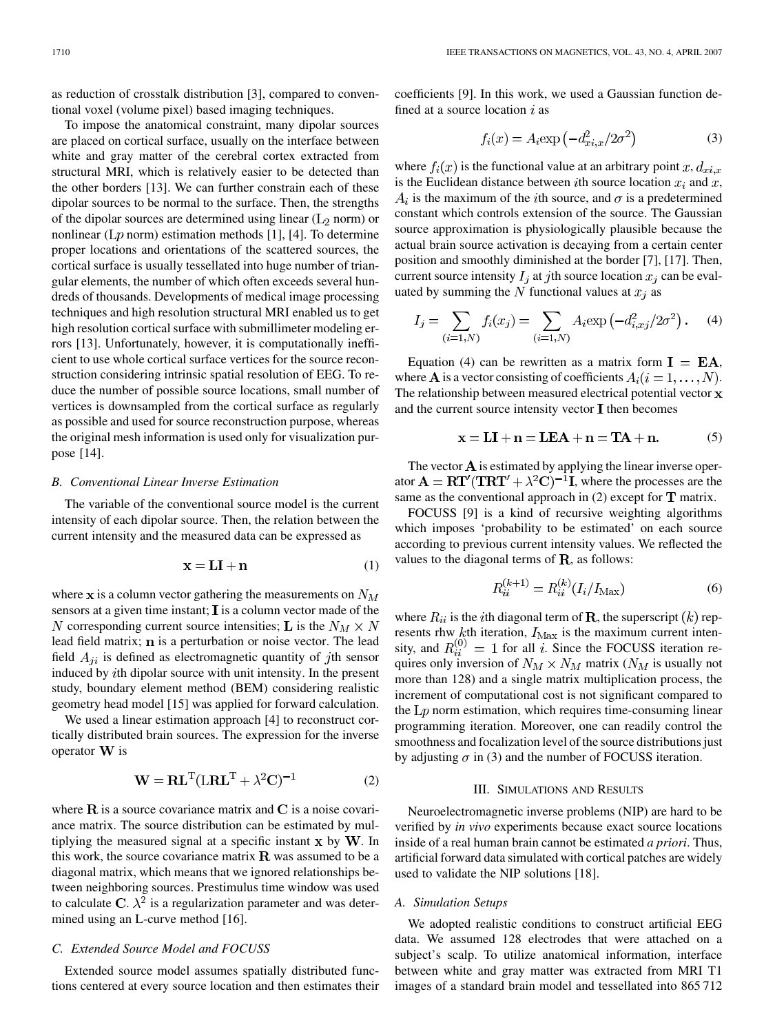as reduction of crosstalk distribution [3], compared to conventional voxel (volume pixel) based imaging techniques.

To impose the anatomical constraint, many dipolar sources are placed on cortical surface, usually on the interface between white and gray matter of the cerebral cortex extracted from structural MRI, which is relatively easier to be detected than the other borders [13]. We can further constrain each of these dipolar sources to be normal to the surface. Then, the strengths of the dipolar sources are determined using linear ($L_2$ norm) or nonlinear ($Lp$ norm) estimation methods [1], [4]. To determine proper locations and orientations of the scattered sources, the cortical surface is usually tessellated into huge number of triangular elements, the number of which often exceeds several hundreds of thousands. Developments of medical image processing techniques and high resolution structural MRI enabled us to get high resolution cortical surface with submillimeter modeling errors [13]. Unfortunately, however, it is computationally inefficient to use whole cortical surface vertices for the source reconstruction considering intrinsic spatial resolution of EEG. To reduce the number of possible source locations, small number of vertices is downsampled from the cortical surface as regularly as possible and used for source reconstruction purpose, whereas the original mesh information is used only for visualization purpose [14].

### B. Conventional Linear Inverse Estimation

The variable of the conventional source model is the current intensity of each dipolar source. Then, the relation between the current intensity and the measured data can be expressed as

$$\mathbf{x} = \mathbf{L}\mathbf{I} + \mathbf{n} \tag{1}$$

where $\mathbf{x}$ is a column vector gathering the measurements on $N_M$ sensors at a given time instant; $\mathbf{I}$ is a column vector made of the $N$ corresponding current source intensities; $\mathbf{L}$ is the $N_M \times N$ lead field matrix; $\mathbf{n}$ is a perturbation or noise vector. The lead field $A_{ji}$ is defined as electromagnetic quantity of $j$th sensor induced by $i$th dipolar source with unit intensity. In the present study, boundary element method (BEM) considering realistic geometry head model [15] was applied for forward calculation.

We used a linear estimation approach [4] to reconstruct cortically distributed brain sources. The expression for the inverse operator $\mathbf{W}$ is

$$\mathbf{W} = \mathbf{R}\mathbf{L}^{\mathrm{T}}(\mathbf{L}\mathbf{R}\mathbf{L}^{\mathrm{T}} + \lambda^2\mathbf{C})^{-1} \tag{2}$$

where $\mathbf{R}$ is a source covariance matrix and $\mathbf{C}$ is a noise covariance matrix. The source distribution can be estimated by multiplying the measured signal at a specific instant $\mathbf{x}$ by $\mathbf{W}$. In this work, the source covariance matrix $\mathbf{R}$ was assumed to be a diagonal matrix, which means that we ignored relationships between neighboring sources. Prestimulus time window was used to calculate $\mathbf{C}$. $\lambda^2$ is a regularization parameter and was determined using an L-curve method [16].

### C. Extended Source Model and FOCUSS

Extended source model assumes spatially distributed functions centered at every source location and then estimates their coefficients [9]. In this work, we used a Gaussian function defined at a source location $i$ as

$$f_i(x) = A_i \exp\left(-d_{xi,x}^2/2\sigma^2\right) \tag{3}$$

where $f_i(x)$ is the functional value at an arbitrary point $x$, $d_{xi,x}$ is the Euclidean distance between $i$th source location $x_i$ and $x$, $A_i$ is the maximum of the $i$th source, and $\sigma$ is a predetermined constant which controls extension of the source. The Gaussian source approximation is physiologically plausible because the actual brain source activation is decaying from a certain center position and smoothly diminished at the border [7], [17]. Then, current source intensity $I_j$ at $j$th source location $x_j$ can be evaluated by summing the $N$ functional values at $x_j$ as

$$I_j = \sum_{(i=1,N)} f_i(x_j) = \sum_{(i=1,N)} A_i \exp\left(-d_{i,xj}^2/2\sigma^2\right). \tag{4}$$

Equation (4) can be rewritten as a matrix form $\mathbf{I} = \mathbf{E}\mathbf{A}$, where $\mathbf{A}$ is a vector consisting of coefficients $A_i (i = 1, \ldots, N)$. The relationship between measured electrical potential vector $\mathbf{x}$ and the current source intensity vector $\mathbf{I}$ then becomes

$$\mathbf{x} = \mathbf{L}\mathbf{I} + \mathbf{n} = \mathbf{L}\mathbf{E}\mathbf{A} + \mathbf{n} = \mathbf{T}\mathbf{A} + \mathbf{n}. \tag{5}$$

The vector $\mathbf{A}$ is estimated by applying the linear inverse operator $\mathbf{A} = \mathbf{R}\mathbf{T}'(\mathbf{T}\mathbf{R}\mathbf{T}' + \lambda^2\mathbf{C})^{-1}\mathbf{I}$, where the processes are the same as the conventional approach in (2) except for $\mathbf{T}$ matrix.

FOCUSS [9] is a kind of recursive weighting algorithms which imposes 'probability to be estimated' on each source according to previous current intensity values. We reflected the values to the diagonal terms of $\mathbf{R}$, as follows:

$$R_{ii}^{(k+1)} = R_{ii}^{(k)}(I_i/I_{\mathrm{Max}}) \tag{6}$$

where $R_{ii}$ is the $i$th diagonal term of $\mathbf{R}$, the superscript $(k)$ represents rhw $k$th iteration, $I_{\mathrm{Max}}$ is the maximum current intensity, and $R_{ii}^{(0)} = 1$ for all $i$. Since the FOCUSS iteration requires only inversion of $N_M \times N_M$ matrix ($N_M$ is usually not more than 128) and a single matrix multiplication process, the increment of computational cost is not significant compared to the $Lp$ norm estimation, which requires time-consuming linear programming iteration. Moreover, one can readily control the smoothness and focalization level of the source distributions just by adjusting $\sigma$ in (3) and the number of FOCUSS iteration.

## III. Simulations and Results

Neuroelectromagnetic inverse problems (NIP) are hard to be verified by *in vivo* experiments because exact source locations inside of a real human brain cannot be estimated *a priori*. Thus, artificial forward data simulated with cortical patches are widely used to validate the NIP solutions [18].

### A. Simulation Setups

We adopted realistic conditions to construct artificial EEG data. We assumed 128 electrodes that were attached on a subject's scalp. To utilize anatomical information, interface between white and gray matter was extracted from MRI T1 images of a standard brain model and tessellated into 865 712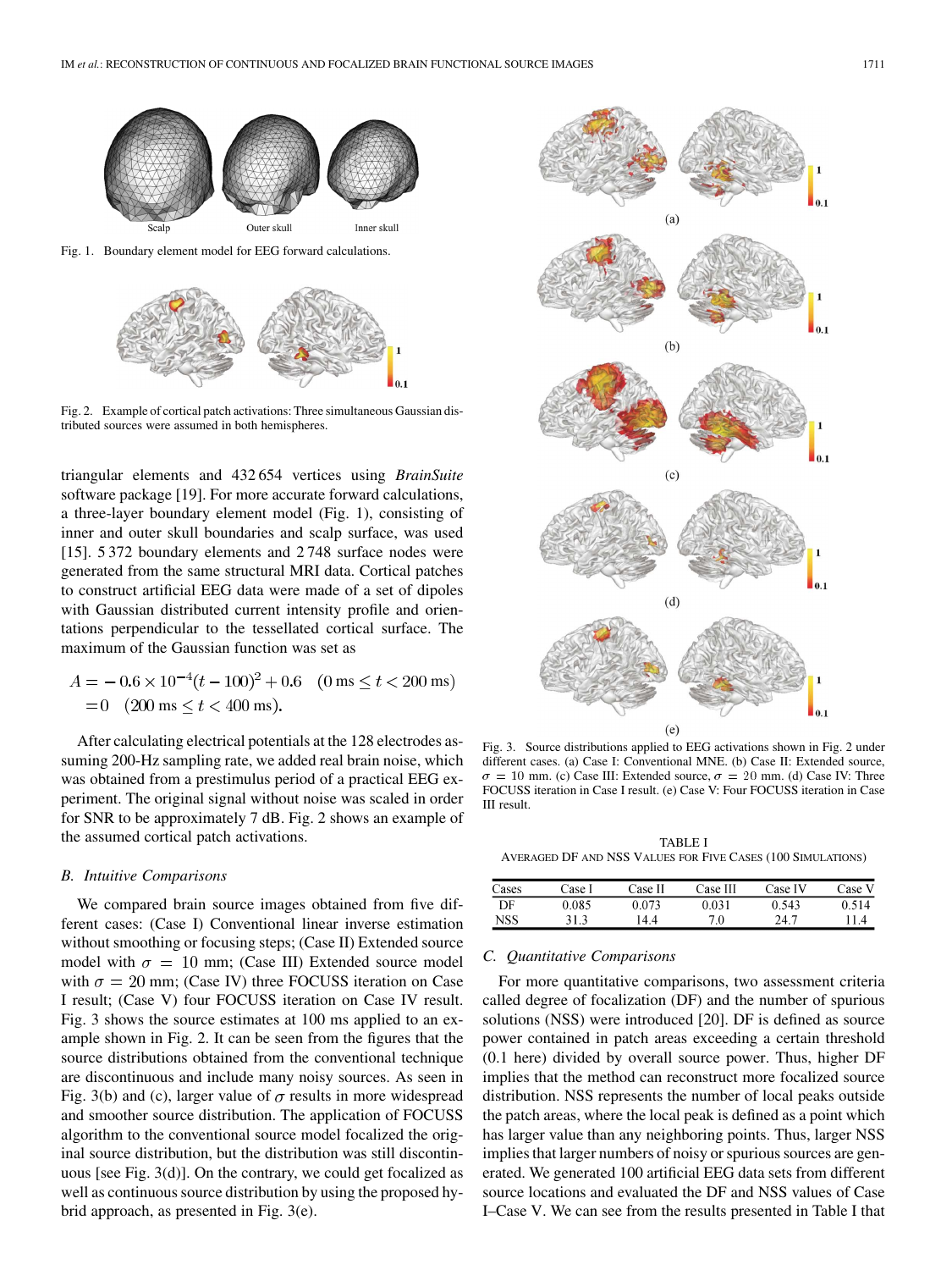Fig. 1. Boundary element model for EEG forward calculations.

Fig. 2. Example of cortical patch activations: Three simultaneous Gaussian distributed sources were assumed in both hemispheres.

triangular elements and 432 654 vertices using *BrainSuite* software package [19]. For more accurate forward calculations, a three-layer boundary element model (Fig. 1), consisting of inner and outer skull boundaries and scalp surface, was used [15]. 5 372 boundary elements and 2 748 surface nodes were generated from the same structural MRI data. Cortical patches to construct artificial EEG data were made of a set of dipoles with Gaussian distributed current intensity profile and orientations perpendicular to the tessellated cortical surface. The maximum of the Gaussian function was set as

$$A = -0.6 \times 10^{-4}(t - 100)^2 + 0.6 \quad (0 \text{ ms} \leq t < 200 \text{ ms})$$
$$= 0 \quad (200 \text{ ms} \leq t < 400 \text{ ms}).$$

After calculating electrical potentials at the 128 electrodes assuming 200-Hz sampling rate, we added real brain noise, which was obtained from a prestimulus period of a practical EEG experiment. The original signal without noise was scaled in order for SNR to be approximately 7 dB. Fig. 2 shows an example of the assumed cortical patch activations.

### B. Intuitive Comparisons

We compared brain source images obtained from five different cases: (Case I) Conventional linear inverse estimation without smoothing or focusing steps; (Case II) Extended source model with $\sigma = 10$ mm; (Case III) Extended source model with $\sigma = 20$ mm; (Case IV) three FOCUSS iteration on Case I result; (Case V) four FOCUSS iteration on Case IV result. Fig. 3 shows the source estimates at 100 ms applied to an example shown in Fig. 2. It can be seen from the figures that the source distributions obtained from the conventional technique are discontinuous and include many noisy sources. As seen in Fig. 3(b) and (c), larger value of $\sigma$ results in more widespread and smoother source distribution. The application of FOCUSS algorithm to the conventional source model focalized the original source distribution, but the distribution was still discontinuous [see Fig. 3(d)]. On the contrary, we could get focalized as well as continuous source distribution by using the proposed hybrid approach, as presented in Fig. 3(e).

Fig. 3. Source distributions applied to EEG activations shown in Fig. 2 under different cases. (a) Case I: Conventional MNE. (b) Case II: Extended source, $\sigma = 10$ mm. (c) Case III: Extended source, $\sigma = 20$ mm. (d) Case IV: Three FOCUSS iteration in Case I result. (e) Case V: Four FOCUSS iteration in Case III result.

TABLE I
AVERAGED DF AND NSS VALUES FOR FIVE CASES (100 SIMULATIONS)

| Cases | Case I | Case II | Case III | Case IV | Case V |
|---|---|---|---|---|---|
| DF | 0.085 | 0.073 | 0.031 | 0.543 | 0.514 |
| NSS | 31.3 | 14.4 | 7.0 | 24.7 | 11.4 |

### C. Quantitative Comparisons

For more quantitative comparisons, two assessment criteria called degree of focalization (DF) and the number of spurious solutions (NSS) were introduced [20]. DF is defined as source power contained in patch areas exceeding a certain threshold (0.1 here) divided by overall source power. Thus, higher DF implies that the method can reconstruct more focalized source distribution. NSS represents the number of local peaks outside the patch areas, where the local peak is defined as a point which has larger value than any neighboring points. Thus, larger NSS implies that larger numbers of noisy or spurious sources are generated. We generated 100 artificial EEG data sets from different source locations and evaluated the DF and NSS values of Case I–Case V. We can see from the results presented in Table I that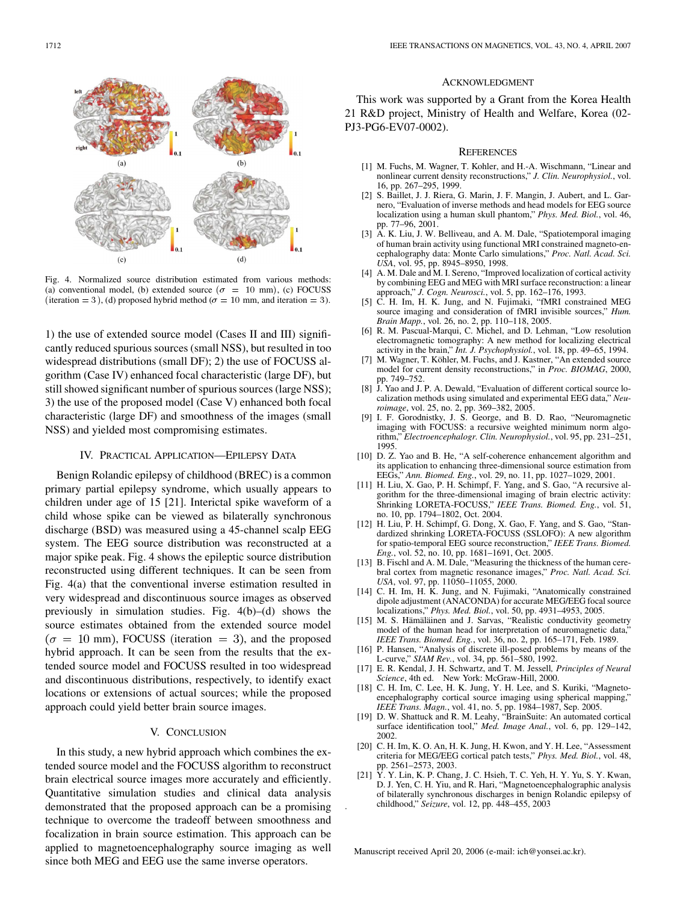left

right

(a)

1

0.1

(b)

1

0.1

(c)

1

0.1

(d)

1

0.1

Fig. 4. Normalized source distribution estimated from various methods: (a) conventional model, (b) extended source ($\sigma = 10$ mm), (c) FOCUSS (iteration $= 3$), (d) proposed hybrid method ($\sigma = 10$ mm, and iteration $= 3$).

1) the use of extended source model (Cases II and III) significantly reduced spurious sources (small NSS), but resulted in too widespread distributions (small DF); 2) the use of FOCUSS algorithm (Case IV) enhanced focal characteristic (large DF), but still showed significant number of spurious sources (large NSS); 3) the use of the proposed model (Case V) enhanced both focal characteristic (large DF) and smoothness of the images (small NSS) and yielded most compromising estimates.

## IV. Practical Application—Epilepsy Data

Benign Rolandic epilepsy of childhood (BREC) is a common primary partial epilepsy syndrome, which usually appears to children under age of 15 [21]. Interictal spike waveform of a child whose spike can be viewed as bilaterally synchronous discharge (BSD) was measured using a 45-channel scalp EEG system. The EEG source distribution was reconstructed at a major spike peak. Fig. 4 shows the epileptic source distribution reconstructed using different techniques. It can be seen from Fig. 4(a) that the conventional inverse estimation resulted in very widespread and discontinuous source images as observed previously in simulation studies. Fig. 4(b)–(d) shows the source estimates obtained from the extended source model ($\sigma = 10$ mm), FOCUSS (iteration $= 3$), and the proposed hybrid approach. It can be seen from the results that the extended source model and FOCUSS resulted in too widespread and discontinuous distributions, respectively, to identify exact locations or extensions of actual sources; while the proposed approach could yield better brain source images.

## V. Conclusion

In this study, a new hybrid approach which combines the extended source model and the FOCUSS algorithm to reconstruct brain electrical source images more accurately and efficiently. Quantitative simulation studies and clinical data analysis demonstrated that the proposed approach can be a promising technique to overcome the tradeoff between smoothness and focalization in brain source estimation. This approach can be applied to magnetoencephalography source imaging as well since both MEG and EEG use the same inverse operators.

## Acknowledgment

This work was supported by a Grant from the Korea Health 21 R&D project, Ministry of Health and Welfare, Korea (02-PJ3-PG6-EV07-0002).

## References

[1] M. Fuchs, M. Wagner, T. Kohler, and H.-A. Wischmann, "Linear and nonlinear current density reconstructions," *J. Clin. Neurophysiol.*, vol. 16, pp. 267–295, 1999.

[2] S. Baillet, J. J. Riera, G. Marin, J. F. Mangin, J. Aubert, and L. Garnero, "Evaluation of inverse methods and head models for EEG source localization using a human skull phantom," *Phys. Med. Biol.*, vol. 46, pp. 77–96, 2001.

[3] A. K. Liu, J. W. Belliveau, and A. M. Dale, "Spatiotemporal imaging of human brain activity using functional MRI constrained magneto-encephalography data: Monte Carlo simulations," *Proc. Natl. Acad. Sci. USA*, vol. 95, pp. 8945–8950, 1998.

[4] A. M. Dale and M. I. Sereno, "Improved localization of cortical activity by combining EEG and MEG with MRI surface reconstruction: a linear approach," *J. Cogn. Neurosci.*, vol. 5, pp. 162–176, 1993.

[5] C. H. Im, H. K. Jung, and N. Fujimaki, "fMRI constrained MEG source imaging and consideration of fMRI invisible sources," *Hum. Brain Mapp.*, vol. 26, no. 2, pp. 110–118, 2005.

[6] R. M. Pascual-Marqui, C. Michel, and D. Lehman, "Low resolution electromagnetic tomography: A new method for localizing electrical activity in the brain," *Int. J. Psychophysiol.*, vol. 18, pp. 49–65, 1994.

[7] M. Wagner, T. Köhler, M. Fuchs, and J. Kastner, "An extended source model for current density reconstructions," in *Proc. BIOMAG*, 2000, pp. 749–752.

[8] J. Yao and J. P. A. Dewald, "Evaluation of different cortical source localization methods using simulated and experimental EEG data," *Neuroimage*, vol. 25, no. 2, pp. 369–382, 2005.

[9] I. F. Gorodnistky, J. S. George, and B. D. Rao, "Neuromagnetic imaging with FOCUSS: a recursive weighted minimum norm algorithm," *Electroencephalogr. Clin. Neurophysiol.*, vol. 95, pp. 231–251, 1995.

[10] D. Z. Yao and B. He, "A self-coherence enhancement algorithm and its application to enhancing three-dimensional source estimation from EEGs," *Ann. Biomed. Eng.*, vol. 29, no. 11, pp. 1027–1029, 2001.

[11] H. Liu, X. Gao, P. H. Schimpf, F. Yang, and S. Gao, "A recursive algorithm for the three-dimensional imaging of brain electric activity: Shrinking LORETA-FOCUSS," *IEEE Trans. Biomed. Eng.*, vol. 51, no. 10, pp. 1794–1802, Oct. 2004.

[12] H. Liu, P. H. Schimpf, G. Dong, X. Gao, F. Yang, and S. Gao, "Standardized shrinking LORETA-FOCUSS (SSLOFO): A new algorithm for spatio-temporal EEG source reconstruction," *IEEE Trans. Biomed. Eng.*, vol. 52, no. 10, pp. 1681–1691, Oct. 2005.

[13] B. Fischl and A. M. Dale, "Measuring the thickness of the human cerebral cortex from magnetic resonance images," *Proc. Natl. Acad. Sci. USA*, vol. 97, pp. 11050–11055, 2000.

[14] C. H. Im, H. K. Jung, and N. Fujimaki, "Anatomically constrained dipole adjustment (ANACONDA) for accurate MEG/EEG focal source localizations," *Phys. Med. Biol.*, vol. 50, pp. 4931–4953, 2005.

[15] M. S. Hämäläinen and J. Sarvas, "Realistic conductivity geometry model of the human head for interpretation of neuromagnetic data," *IEEE Trans. Biomed. Eng.*, vol. 36, no. 2, pp. 165–171, Feb. 1989.

[16] P. Hansen, "Analysis of discrete ill-posed problems by means of the L-curve," *SIAM Rev.*, vol. 34, pp. 561–580, 1992.

[17] E. R. Kendal, J. H. Schwartz, and T. M. Jessell, *Principles of Neural Science*, 4th ed. New York: McGraw-Hill, 2000.

[18] C. H. Im, C. Lee, H. K. Jung, Y. H. Lee, and S. Kuriki, "Magnetoencephalography cortical source imaging using spherical mapping," *IEEE Trans. Magn.*, vol. 41, no. 5, pp. 1984–1987, Sep. 2005.

[19] D. W. Shattuck and R. M. Leahy, "BrainSuite: An automated cortical surface identification tool," *Med. Image Anal.*, vol. 6, pp. 129–142, 2002.

[20] C. H. Im, K. O. An, H. K. Jung, H. Kwon, and Y. H. Lee, "Assessment criteria for MEG/EEG cortical patch tests," *Phys. Med. Biol.*, vol. 48, pp. 2561–2573, 2003.

[21] Y. Y. Lin, K. P. Chang, J. C. Hsieh, T. C. Yeh, H. Y. Yu, S. Y. Kwan, D. J. Yen, C. H. Yiu, and R. Hari, "Magnetoencephalographic analysis of bilaterally synchronous discharges in benign Rolandic epilepsy of childhood," *Seizure*, vol. 12, pp. 448–455, 2003

Manuscript received April 20, 2006 (e-mail: ich@yonsei.ac.kr).